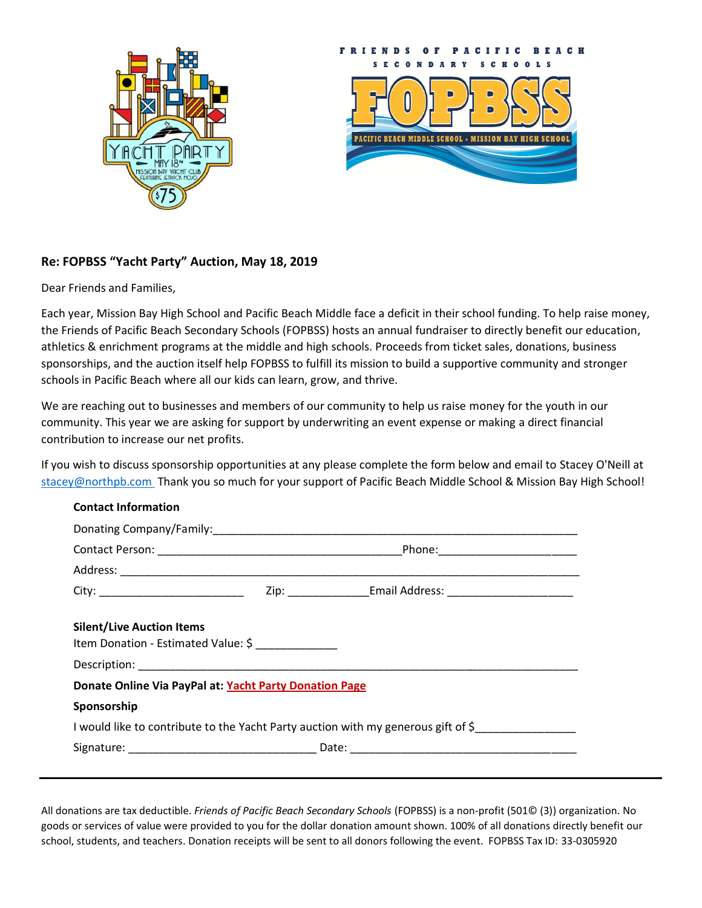FRIENDS OF PACIFIC BEACH SECONDARY SCHOOLS

FOPBSS

PACIFIC BEACH MIDDLE SCHOOL • MISSION BAY HIGH SCHOOL

YACHT PARTY MAY 18TH MISSION BAY YACHT CLUB FEATURING JETPACK MOJO $75

**Re: FOPBSS "Yacht Party" Auction, May 18, 2019**

Dear Friends and Families,

Each year, Mission Bay High School and Pacific Beach Middle face a deficit in their school funding. To help raise money, the Friends of Pacific Beach Secondary Schools (FOPBSS) hosts an annual fundraiser to directly benefit our education, athletics & enrichment programs at the middle and high schools. Proceeds from ticket sales, donations, business sponsorships, and the auction itself help FOPBSS to fulfill its mission to build a supportive community and stronger schools in Pacific Beach where all our kids can learn, grow, and thrive.

We are reaching out to businesses and members of our community to help us raise money for the youth in our community. This year we are asking for support by underwriting an event expense or making a direct financial contribution to increase our net profits.

If you wish to discuss sponsorship opportunities at any please complete the form below and email to Stacey O'Neill at stacey@northpb.com Thank you so much for your support of Pacific Beach Middle School & Mission Bay High School!

**Contact Information**

Donating Company/Family:______________________________________________________________

Contact Person: ________________________________________Phone:______________________

Address: ____________________________________________________________________________

City: ________________________ Zip: _____________Email Address: ____________________

**Silent/Live Auction Items**

Item Donation - Estimated Value: $ _____________

Description: _________________________________________________________________________

**Donate Online Via PayPal at: Yacht Party Donation Page**

**Sponsorship**

I would like to contribute to the Yacht Party auction with my generous gift of $_______________

Signature: ______________________________ Date: ___________________________________

---

All donations are tax deductible. *Friends of Pacific Beach Secondary Schools* (FOPBSS) is a non-profit (501© (3)) organization. No goods or services of value were provided to you for the dollar donation amount shown. 100% of all donations directly benefit our school, students, and teachers. Donation receipts will be sent to all donors following the event. FOPBSS Tax ID: 33-0305920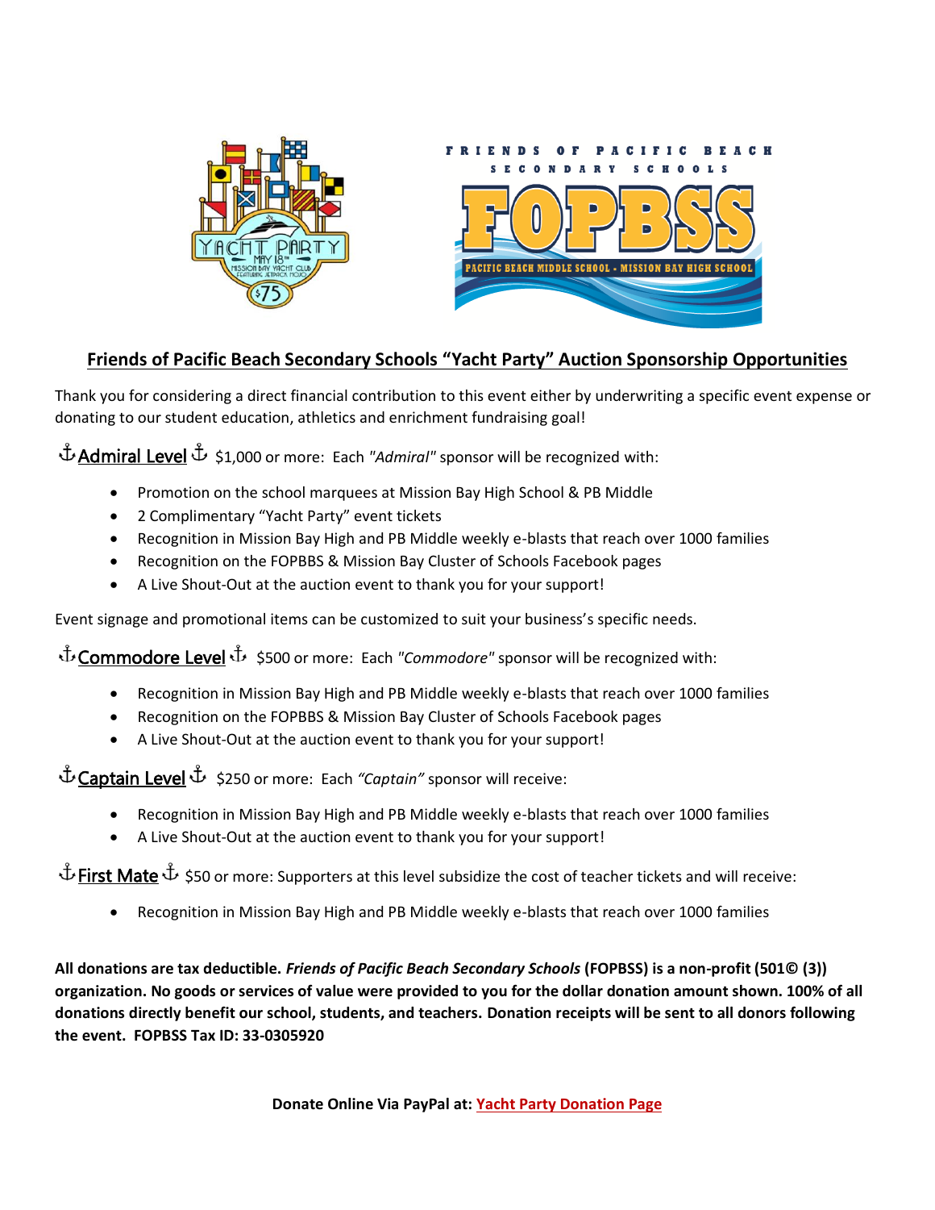## Friends of Pacific Beach Secondary Schools "Yacht Party" Auction Sponsorship Opportunities

Thank you for considering a direct financial contribution to this event either by underwriting a specific event expense or donating to our student education, athletics and enrichment fundraising goal!

⚓ Admiral Level ⚓ $1,000 or more: Each *"Admiral"* sponsor will be recognized with:

- Promotion on the school marquees at Mission Bay High School & PB Middle
- 2 Complimentary "Yacht Party" event tickets
- Recognition in Mission Bay High and PB Middle weekly e-blasts that reach over 1000 families
- Recognition on the FOPBBS & Mission Bay Cluster of Schools Facebook pages
- A Live Shout-Out at the auction event to thank you for your support!

Event signage and promotional items can be customized to suit your business's specific needs.

⚓ Commodore Level ⚓ $500 or more: Each *"Commodore"* sponsor will be recognized with:

- Recognition in Mission Bay High and PB Middle weekly e-blasts that reach over 1000 families
- Recognition on the FOPBBS & Mission Bay Cluster of Schools Facebook pages
- A Live Shout-Out at the auction event to thank you for your support!

⚓ Captain Level ⚓ $250 or more: Each *"Captain"* sponsor will receive:

- Recognition in Mission Bay High and PB Middle weekly e-blasts that reach over 1000 families
- A Live Shout-Out at the auction event to thank you for your support!

⚓ First Mate ⚓ $50 or more: Supporters at this level subsidize the cost of teacher tickets and will receive:

- Recognition in Mission Bay High and PB Middle weekly e-blasts that reach over 1000 families

**All donations are tax deductible. *Friends of Pacific Beach Secondary Schools* (FOPBSS) is a non-profit (501© (3)) organization. No goods or services of value were provided to you for the dollar donation amount shown. 100% of all donations directly benefit our school, students, and teachers. Donation receipts will be sent to all donors following the event. FOPBSS Tax ID: 33-0305920**

**Donate Online Via PayPal at: Yacht Party Donation Page**